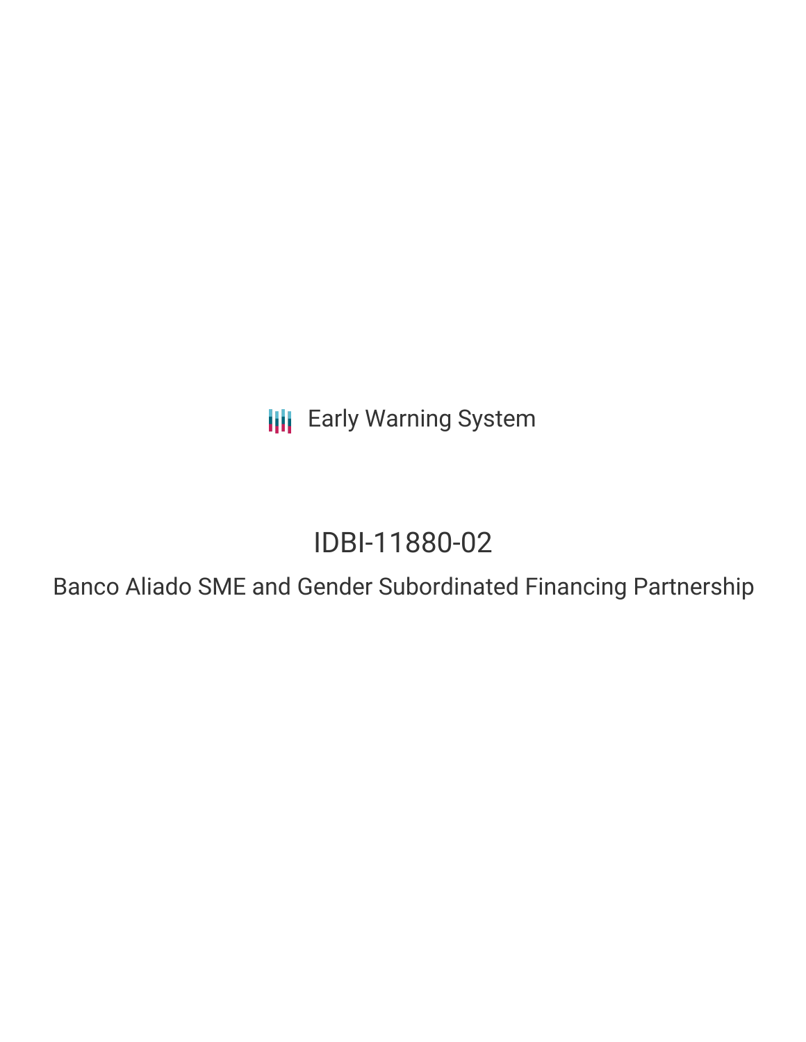Early Warning System

# IDBI-11880-02

## Banco Aliado SME and Gender Subordinated Financing Partnership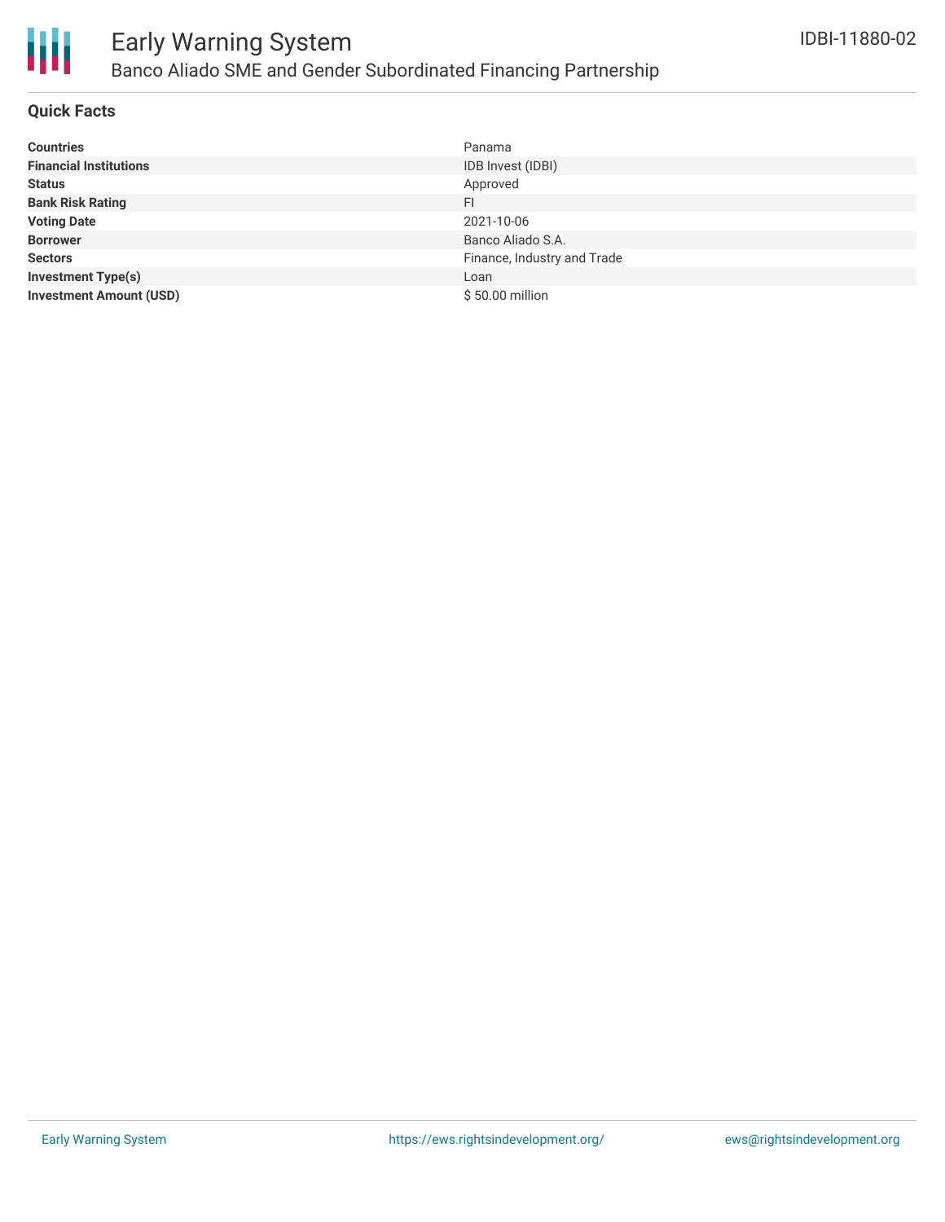## Quick Facts

| | |
|---|---|
| **Countries** | Panama |
| **Financial Institutions** | IDB Invest (IDBI) |
| **Status** | Approved |
| **Bank Risk Rating** | FI |
| **Voting Date** | 2021-10-06 |
| **Borrower** | Banco Aliado S.A. |
| **Sectors** | Finance, Industry and Trade |
| **Investment Type(s)** | Loan |
| **Investment Amount (USD)** | $ 50.00 million |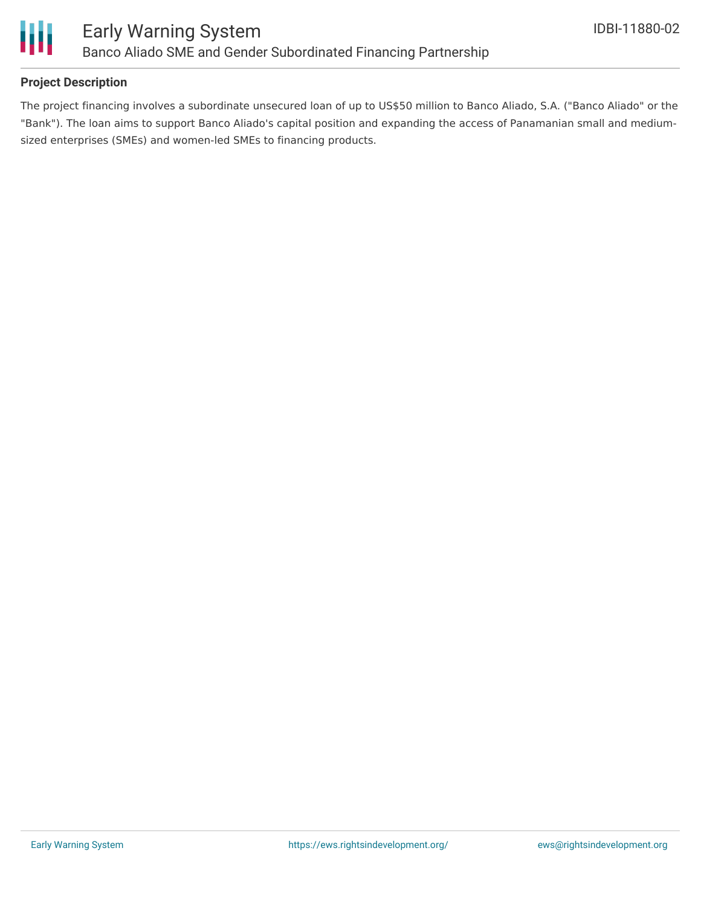## Project Description

The project financing involves a subordinate unsecured loan of up to US$50 million to Banco Aliado, S.A. ("Banco Aliado" or the "Bank"). The loan aims to support Banco Aliado's capital position and expanding the access of Panamanian small and medium-sized enterprises (SMEs) and women-led SMEs to financing products.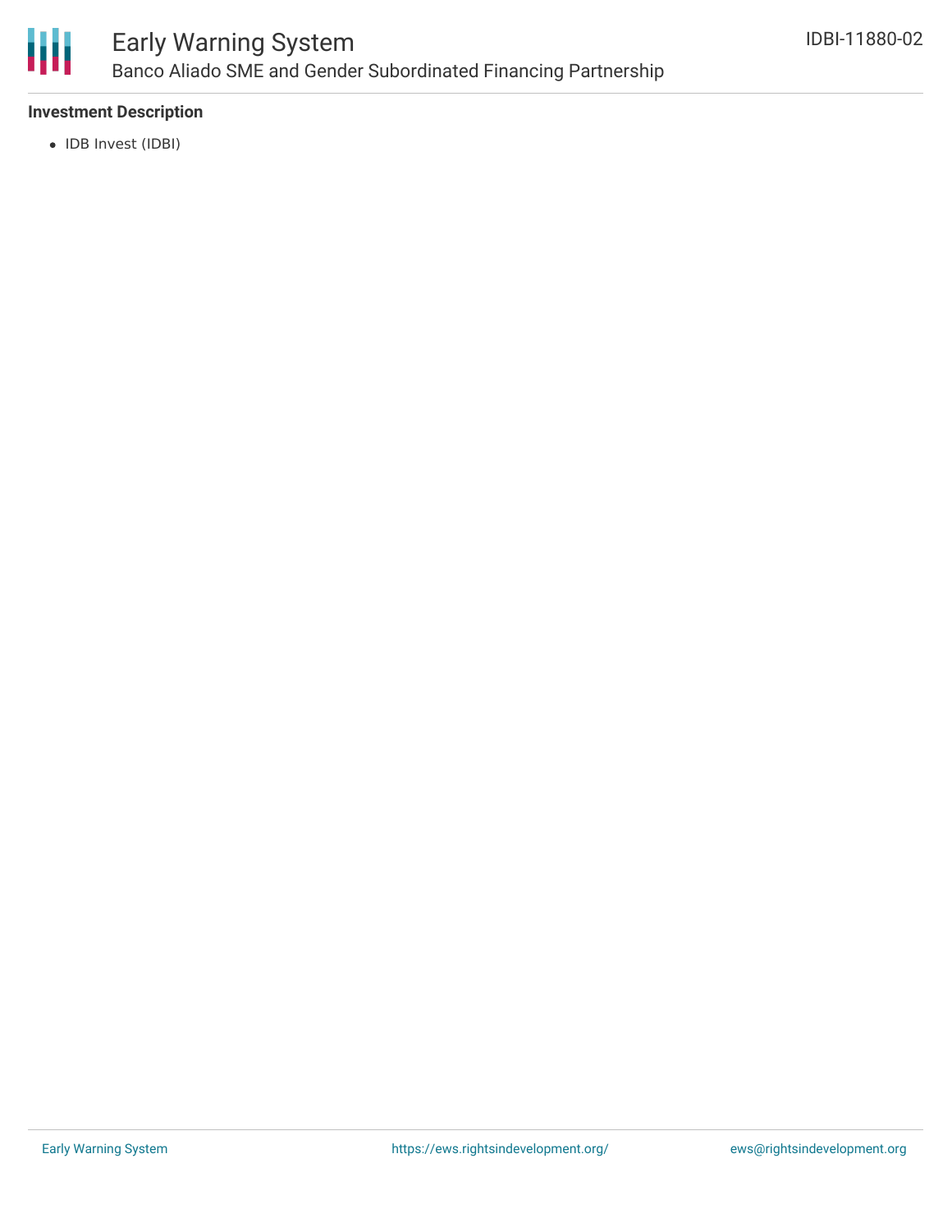### Investment Description

- IDB Invest (IDBI)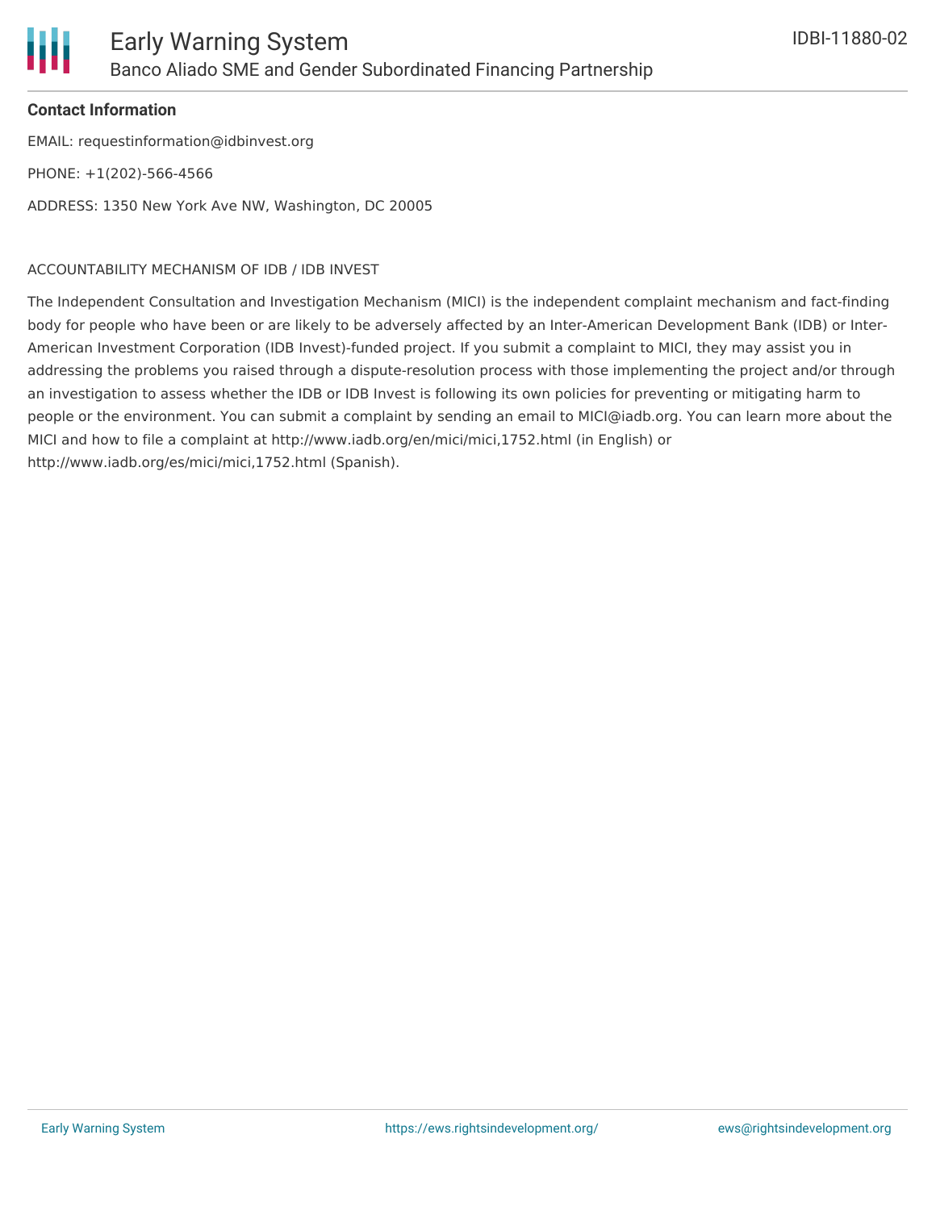**Contact Information**

EMAIL: requestinformation@idbinvest.org

PHONE: +1(202)-566-4566

ADDRESS: 1350 New York Ave NW, Washington, DC 20005

ACCOUNTABILITY MECHANISM OF IDB / IDB INVEST

The Independent Consultation and Investigation Mechanism (MICI) is the independent complaint mechanism and fact-finding body for people who have been or are likely to be adversely affected by an Inter-American Development Bank (IDB) or Inter-American Investment Corporation (IDB Invest)-funded project. If you submit a complaint to MICI, they may assist you in addressing the problems you raised through a dispute-resolution process with those implementing the project and/or through an investigation to assess whether the IDB or IDB Invest is following its own policies for preventing or mitigating harm to people or the environment. You can submit a complaint by sending an email to MICI@iadb.org. You can learn more about the MICI and how to file a complaint at http://www.iadb.org/en/mici/mici,1752.html (in English) or http://www.iadb.org/es/mici/mici,1752.html (Spanish).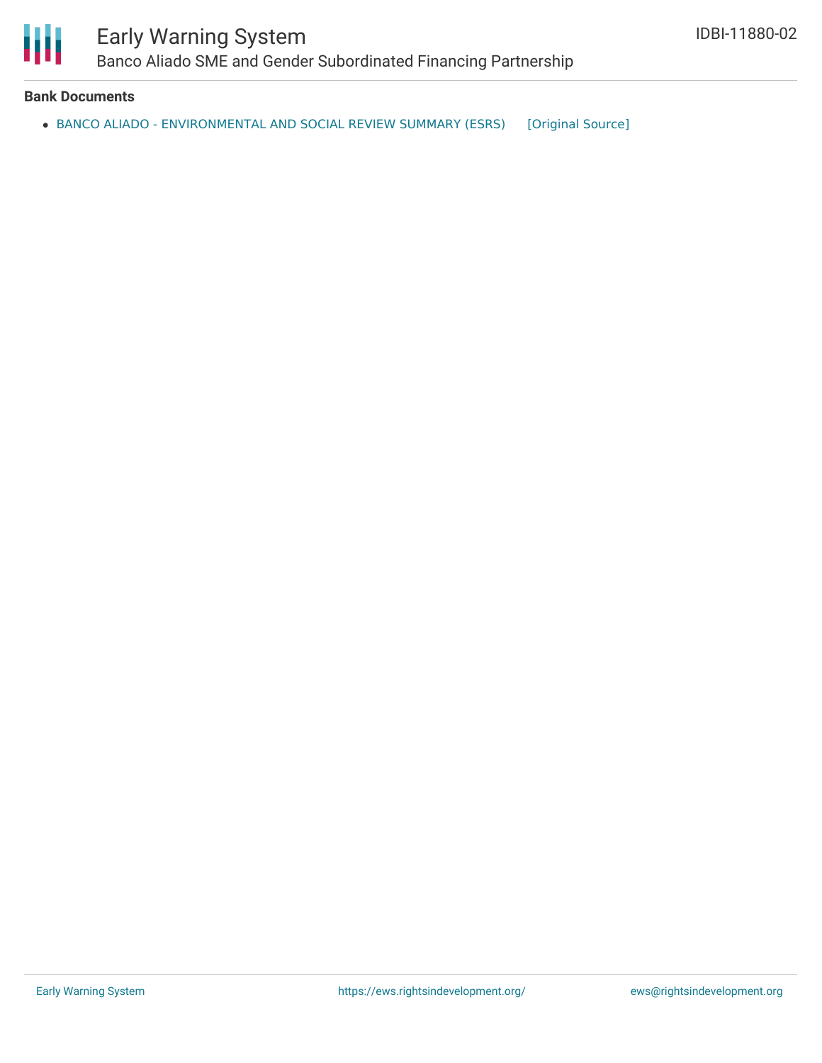## Bank Documents

- BANCO ALIADO - ENVIRONMENTAL AND SOCIAL REVIEW SUMMARY (ESRS) [Original Source]